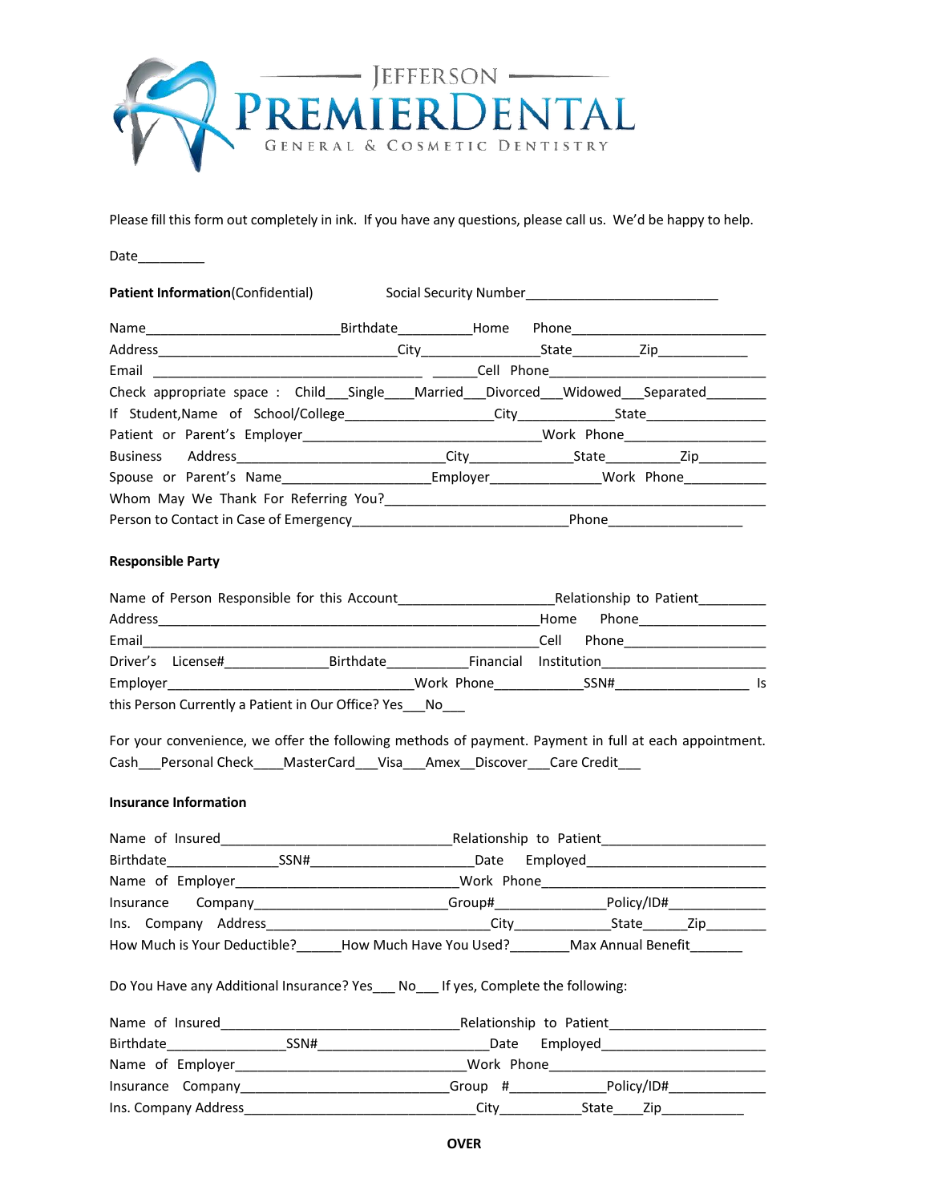JEFFERSON

# PREMIERDENTAL

GENERAL & COSMETIC DENTISTRY

Please fill this form out completely in ink. If you have any questions, please call us. We'd be happy to help.

Date_________

**Patient Information**(Confidential)      Social Security Number_________________________

Name_________________________Birthdate_________Home Phone___________________________

Address_______________________________City________________State_________Zip____________

Email ___________________________________ ______Cell Phone____________________________

Check appropriate space : Child___Single____Married___Divorced___Widowed___Separated________

If Student,Name of School/College____________________City_____________State________________

Patient or Parent's Employer________________________________Work Phone___________________

Business Address___________________________City______________State__________Zip_________

Spouse or Parent's Name___________________Employer_______________Work Phone___________

Whom May We Thank For Referring You?___________________________________________________

Person to Contact in Case of Emergency____________________________Phone__________________

**Responsible Party**

Name of Person Responsible for this Account_____________________Relationship to Patient_________

Address_____________________________________________________Home Phone_________________

Email_______________________________________________________Cell Phone___________________

Driver's License#______________Birthdate___________Financial Institution______________________

Employer________________________________Work Phone___________SSN#__________________ Is this Person Currently a Patient in Our Office? Yes___No___

For your convenience, we offer the following methods of payment. Payment in full at each appointment.
Cash___Personal Check____MasterCard___Visa___Amex__Discover___Care Credit___

**Insurance Information**

Name of Insured_______________________________Relationship to Patient______________________

Birthdate_______________SSN#______________________Date Employed_________________________

Name of Employer_____________________________Work Phone_____________________________

Insurance Company__________________________Group#______________Policy/ID#____________

Ins. Company Address______________________________City_____________State______Zip________

How Much is Your Deductible?______How Much Have You Used?________Max Annual Benefit_______

Do You Have any Additional Insurance? Yes___ No___ If yes, Complete the following:

Name of Insured________________________________Relationship to Patient____________________

Birthdate________________SSN#_______________________Date Employed______________________

Name of Employer______________________________Work Phone_____________________________

Insurance Company___________________________Group #_____________Policy/ID#_____________

Ins. Company Address______________________________City___________State____Zip___________

OVER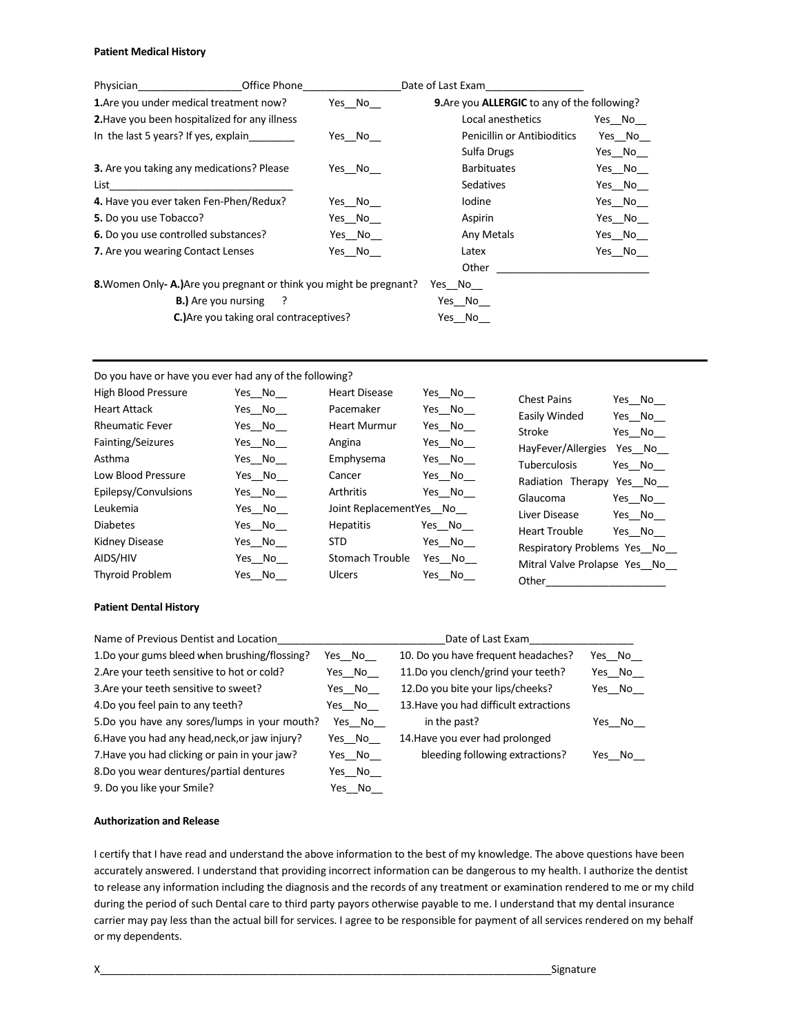**Patient Medical History**

Physician__________________Office Phone_________________Date of Last Exam_________________

**1.**Are you under medical treatment now? Yes__No__

**2.**Have you been hospitalized for any illness In the last 5 years? If yes, explain________ Yes__No__

**3.** Are you taking any medications? Please List_________________________________ Yes__No__

**4.** Have you ever taken Fen-Phen/Redux? Yes__No__

**5.** Do you use Tobacco? Yes__No__

**6.** Do you use controlled substances? Yes__No__

**7.** Are you wearing Contact Lenses Yes__No__

**8.**Women Only- **A.)**Are you pregnant or think you might be pregnant? Yes__No__

**B.)** Are you nursing ? Yes__No__

**C.)**Are you taking oral contraceptives? Yes__No__

**9.**Are you **ALLERGIC** to any of the following?

| | |
|---|---|
| Local anesthetics | Yes__No__ |
| Penicillin or Antibioditics | Yes__No__ |
| Sulfa Drugs | Yes__No__ |
| Barbituates | Yes__No__ |
| Sedatives | Yes__No__ |
| Iodine | Yes__No__ |
| Aspirin | Yes__No__ |
| Any Metals | Yes__No__ |
| Latex | Yes__No__ |
| Other ____________________________ | |

---

Do you have or have you ever had any of the following?

| | | | | | |
|---|---|---|---|---|---|
| High Blood Pressure | Yes__No__ | Heart Disease | Yes__No__ | Chest Pains | Yes__No__ |
| Heart Attack | Yes__No__ | Pacemaker | Yes__No__ | Easily Winded | Yes__No__ |
| Rheumatic Fever | Yes__No__ | Heart Murmur | Yes__No__ | Stroke | Yes__No__ |
| Fainting/Seizures | Yes__No__ | Angina | Yes__No__ | HayFever/Allergies | Yes__No__ |
| Asthma | Yes__No__ | Emphysema | Yes__No__ | Tuberculosis | Yes__No__ |
| Low Blood Pressure | Yes__No__ | Cancer | Yes__No__ | Radiation Therapy | Yes__No__ |
| Epilepsy/Convulsions | Yes__No__ | Arthritis | Yes__No__ | Glaucoma | Yes__No__ |
| Leukemia | Yes__No__ | Joint Replacement | Yes__No__ | Liver Disease | Yes__No__ |
| Diabetes | Yes__No__ | Hepatitis | Yes__No__ | Heart Trouble | Yes__No__ |
| Kidney Disease | Yes__No__ | STD | Yes__No__ | Respiratory Problems | Yes__No__ |
| AIDS/HIV | Yes__No__ | Stomach Trouble | Yes__No__ | Mitral Valve Prolapse | Yes__No__ |
| Thyroid Problem | Yes__No__ | Ulcers | Yes__No__ | Other_____________________ | |

**Patient Dental History**

Name of Previous Dentist and Location_____________________________Date of Last Exam__________________

1.Do your gums bleed when brushing/flossing? Yes__No__

2.Are your teeth sensitive to hot or cold? Yes__No__

3.Are your teeth sensitive to sweet? Yes__No__

4.Do you feel pain to any teeth? Yes__No__

5.Do you have any sores/lumps in your mouth? Yes__No__

6.Have you had any head,neck,or jaw injury? Yes__No__

7.Have you had clicking or pain in your jaw? Yes__No__

8.Do you wear dentures/partial dentures Yes__No__

9. Do you like your Smile? Yes__No__

10. Do you have frequent headaches? Yes__No__

11.Do you clench/grind your teeth? Yes__No__

12.Do you bite your lips/cheeks? Yes__No__

13.Have you had difficult extractions in the past? Yes__No__

14.Have you ever had prolonged bleeding following extractions? Yes__No__

**Authorization and Release**

I certify that I have read and understand the above information to the best of my knowledge. The above questions have been accurately answered. I understand that providing incorrect information can be dangerous to my health. I authorize the dentist to release any information including the diagnosis and the records of any treatment or examination rendered to me or my child during the period of such Dental care to third party payors otherwise payable to me. I understand that my dental insurance carrier may pay less than the actual bill for services. I agree to be responsible for payment of all services rendered on my behalf or my dependents.

X_______________________________________________________________________________Signature